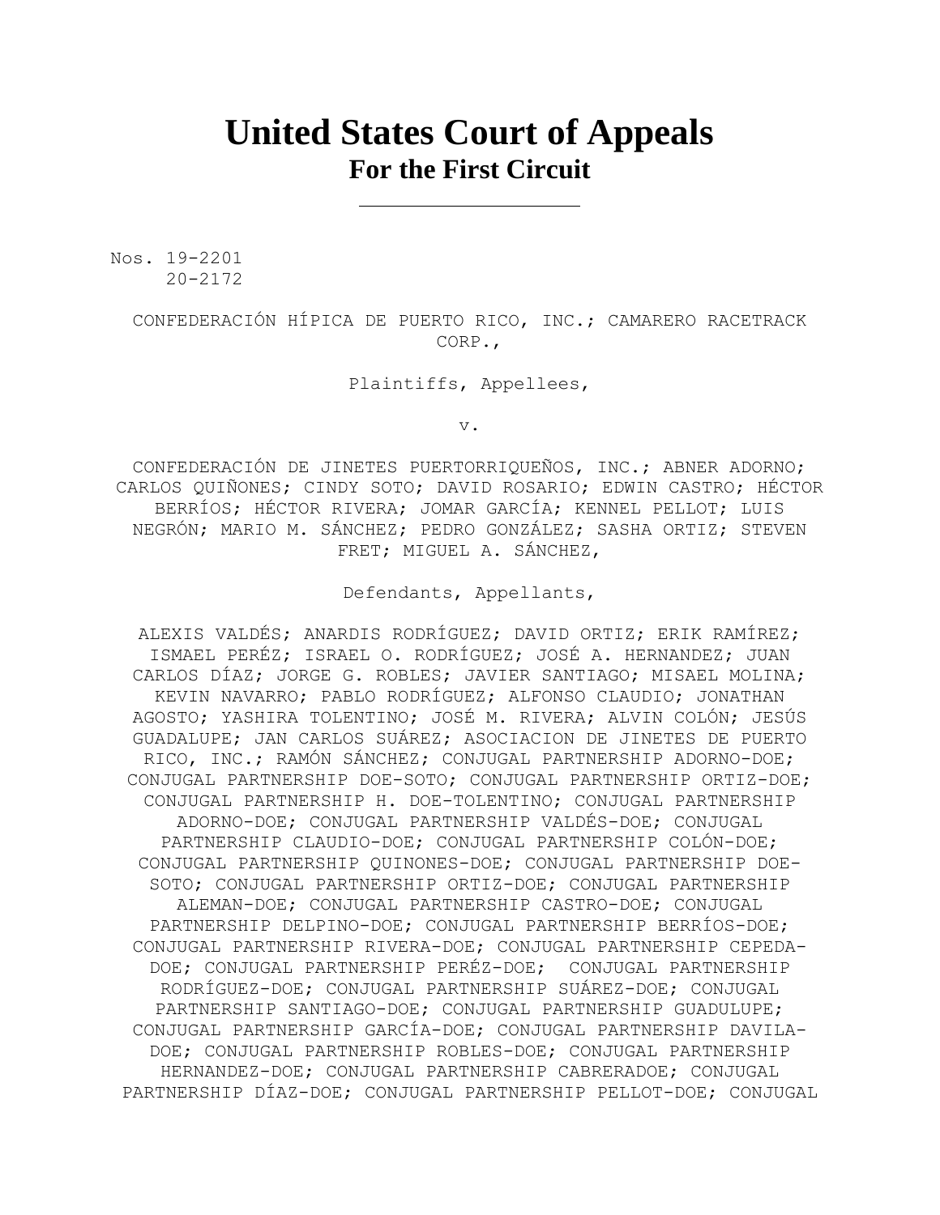# United States Court of Appeals
## For the First Circuit

---

Nos. 19-2201
20-2172

CONFEDERACIÓN HÍPICA DE PUERTO RICO, INC.; CAMARERO RACETRACK CORP.,

Plaintiffs, Appellees,

v.

CONFEDERACIÓN DE JINETES PUERTORRIQUEÑOS, INC.; ABNER ADORNO; CARLOS QUIÑONES; CINDY SOTO; DAVID ROSARIO; EDWIN CASTRO; HÉCTOR BERRÍOS; HÉCTOR RIVERA; JOMAR GARCÍA; KENNEL PELLOT; LUIS NEGRÓN; MARIO M. SÁNCHEZ; PEDRO GONZÁLEZ; SASHA ORTIZ; STEVEN FRET; MIGUEL A. SÁNCHEZ,

Defendants, Appellants,

ALEXIS VALDÉS; ANARDIS RODRÍGUEZ; DAVID ORTIZ; ERIK RAMÍREZ; ISMAEL PERÉZ; ISRAEL O. RODRÍGUEZ; JOSÉ A. HERNANDEZ; JUAN CARLOS DÍAZ; JORGE G. ROBLES; JAVIER SANTIAGO; MISAEL MOLINA; KEVIN NAVARRO; PABLO RODRÍGUEZ; ALFONSO CLAUDIO; JONATHAN AGOSTO; YASHIRA TOLENTINO; JOSÉ M. RIVERA; ALVIN COLÓN; JESÚS GUADALUPE; JAN CARLOS SUÁREZ; ASOCIACION DE JINETES DE PUERTO RICO, INC.; RAMÓN SÁNCHEZ; CONJUGAL PARTNERSHIP ADORNO-DOE; CONJUGAL PARTNERSHIP DOE-SOTO; CONJUGAL PARTNERSHIP ORTIZ-DOE; CONJUGAL PARTNERSHIP H. DOE-TOLENTINO; CONJUGAL PARTNERSHIP ADORNO-DOE; CONJUGAL PARTNERSHIP VALDÉS-DOE; CONJUGAL PARTNERSHIP CLAUDIO-DOE; CONJUGAL PARTNERSHIP COLÓN-DOE; CONJUGAL PARTNERSHIP QUINONES-DOE; CONJUGAL PARTNERSHIP DOE-SOTO; CONJUGAL PARTNERSHIP ORTIZ-DOE; CONJUGAL PARTNERSHIP ALEMAN-DOE; CONJUGAL PARTNERSHIP CASTRO-DOE; CONJUGAL PARTNERSHIP DELPINO-DOE; CONJUGAL PARTNERSHIP BERRÍOS-DOE; CONJUGAL PARTNERSHIP RIVERA-DOE; CONJUGAL PARTNERSHIP CEPEDA-DOE; CONJUGAL PARTNERSHIP PERÉZ-DOE; CONJUGAL PARTNERSHIP RODRÍGUEZ-DOE; CONJUGAL PARTNERSHIP SUÁREZ-DOE; CONJUGAL PARTNERSHIP SANTIAGO-DOE; CONJUGAL PARTNERSHIP GUADULUPE; CONJUGAL PARTNERSHIP GARCÍA-DOE; CONJUGAL PARTNERSHIP DAVILA-DOE; CONJUGAL PARTNERSHIP ROBLES-DOE; CONJUGAL PARTNERSHIP HERNANDEZ-DOE; CONJUGAL PARTNERSHIP CABRERADOE; CONJUGAL PARTNERSHIP DÍAZ-DOE; CONJUGAL PARTNERSHIP PELLOT-DOE; CONJUGAL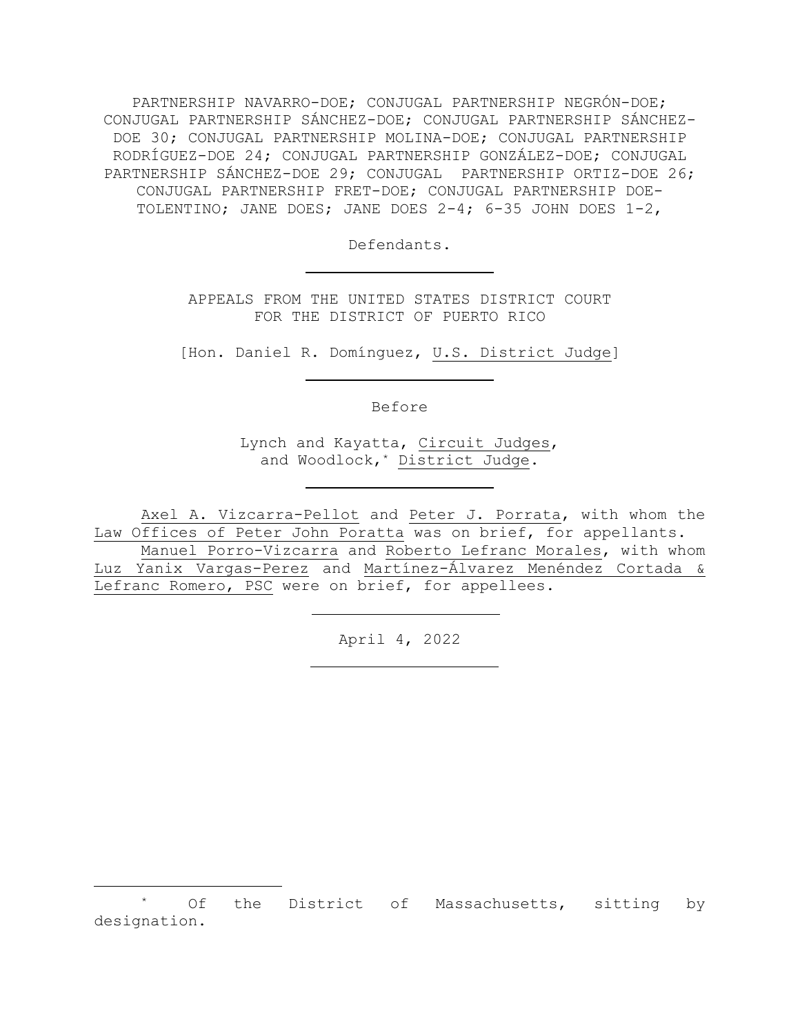PARTNERSHIP NAVARRO-DOE; CONJUGAL PARTNERSHIP NEGRÓN-DOE; CONJUGAL PARTNERSHIP SÁNCHEZ-DOE; CONJUGAL PARTNERSHIP SÁNCHEZ-DOE 30; CONJUGAL PARTNERSHIP MOLINA-DOE; CONJUGAL PARTNERSHIP RODRÍGUEZ-DOE 24; CONJUGAL PARTNERSHIP GONZÁLEZ-DOE; CONJUGAL PARTNERSHIP SÁNCHEZ-DOE 29; CONJUGAL PARTNERSHIP ORTIZ-DOE 26; CONJUGAL PARTNERSHIP FRET-DOE; CONJUGAL PARTNERSHIP DOE-TOLENTINO; JANE DOES; JANE DOES 2-4; 6-35 JOHN DOES 1-2,

Defendants.

---

APPEALS FROM THE UNITED STATES DISTRICT COURT
FOR THE DISTRICT OF PUERTO RICO

[Hon. Daniel R. Domínguez, U.S. District Judge]

---

Before

Lynch and Kayatta, Circuit Judges,
and Woodlock,* District Judge.

---

Axel A. Vizcarra-Pellot and Peter J. Porrata, with whom the Law Offices of Peter John Poratta was on brief, for appellants.

Manuel Porro-Vizcarra and Roberto Lefranc Morales, with whom Luz Yanix Vargas-Perez and Martínez-Álvarez Menéndez Cortada & Lefranc Romero, PSC were on brief, for appellees.

---

April 4, 2022

---

\* Of the District of Massachusetts, sitting by designation.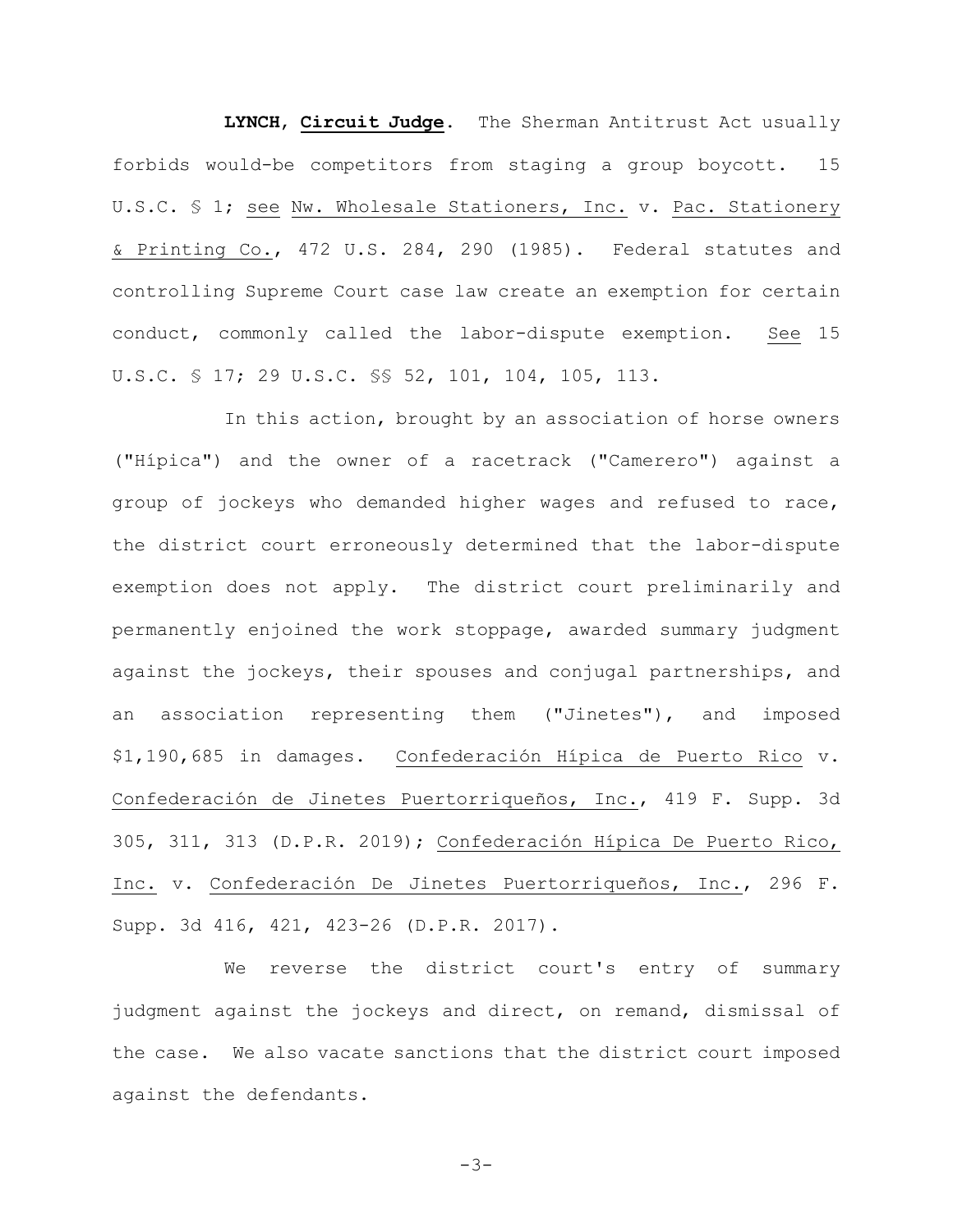**LYNCH**, **Circuit Judge**. The Sherman Antitrust Act usually forbids would-be competitors from staging a group boycott. 15 U.S.C. § 1; see Nw. Wholesale Stationers, Inc. v. Pac. Stationery & Printing Co., 472 U.S. 284, 290 (1985). Federal statutes and controlling Supreme Court case law create an exemption for certain conduct, commonly called the labor-dispute exemption. See 15 U.S.C. § 17; 29 U.S.C. §§ 52, 101, 104, 105, 113.

In this action, brought by an association of horse owners ("Hípica") and the owner of a racetrack ("Camerero") against a group of jockeys who demanded higher wages and refused to race, the district court erroneously determined that the labor-dispute exemption does not apply. The district court preliminarily and permanently enjoined the work stoppage, awarded summary judgment against the jockeys, their spouses and conjugal partnerships, and an association representing them ("Jinetes"), and imposed $1,190,685 in damages. Confederación Hípica de Puerto Rico v. Confederación de Jinetes Puertorriqueños, Inc., 419 F. Supp. 3d 305, 311, 313 (D.P.R. 2019); Confederación Hípica De Puerto Rico, Inc. v. Confederación De Jinetes Puertorriqueños, Inc., 296 F. Supp. 3d 416, 421, 423-26 (D.P.R. 2017).

We reverse the district court's entry of summary judgment against the jockeys and direct, on remand, dismissal of the case. We also vacate sanctions that the district court imposed against the defendants.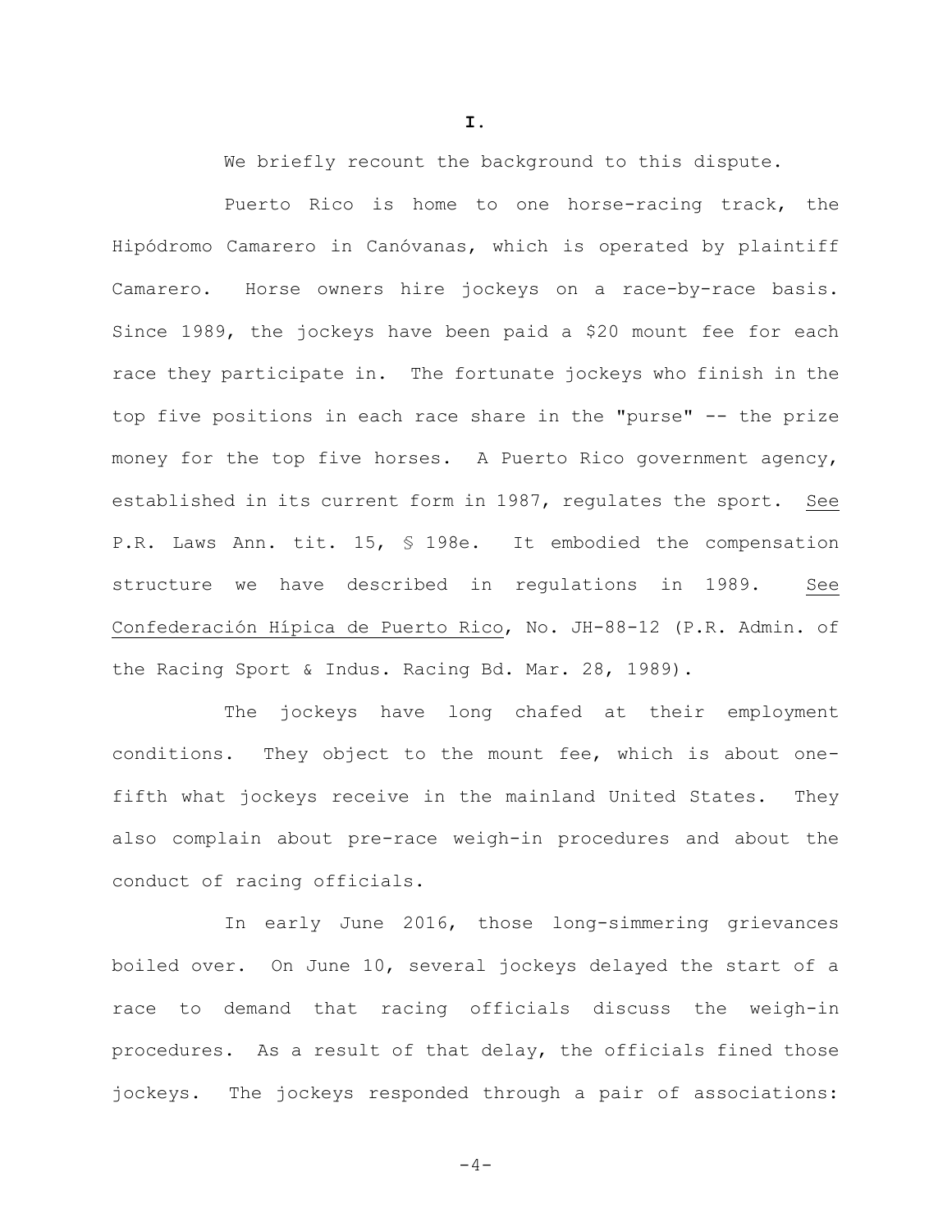# I.

We briefly recount the background to this dispute.

Puerto Rico is home to one horse-racing track, the Hipódromo Camarero in Canóvanas, which is operated by plaintiff Camarero. Horse owners hire jockeys on a race-by-race basis. Since 1989, the jockeys have been paid a $20 mount fee for each race they participate in. The fortunate jockeys who finish in the top five positions in each race share in the "purse" -- the prize money for the top five horses. A Puerto Rico government agency, established in its current form in 1987, regulates the sport. See P.R. Laws Ann. tit. 15, § 198e. It embodied the compensation structure we have described in regulations in 1989. See Confederación Hípica de Puerto Rico, No. JH-88-12 (P.R. Admin. of the Racing Sport & Indus. Racing Bd. Mar. 28, 1989).

The jockeys have long chafed at their employment conditions. They object to the mount fee, which is about one-fifth what jockeys receive in the mainland United States. They also complain about pre-race weigh-in procedures and about the conduct of racing officials.

In early June 2016, those long-simmering grievances boiled over. On June 10, several jockeys delayed the start of a race to demand that racing officials discuss the weigh-in procedures. As a result of that delay, the officials fined those jockeys. The jockeys responded through a pair of associations: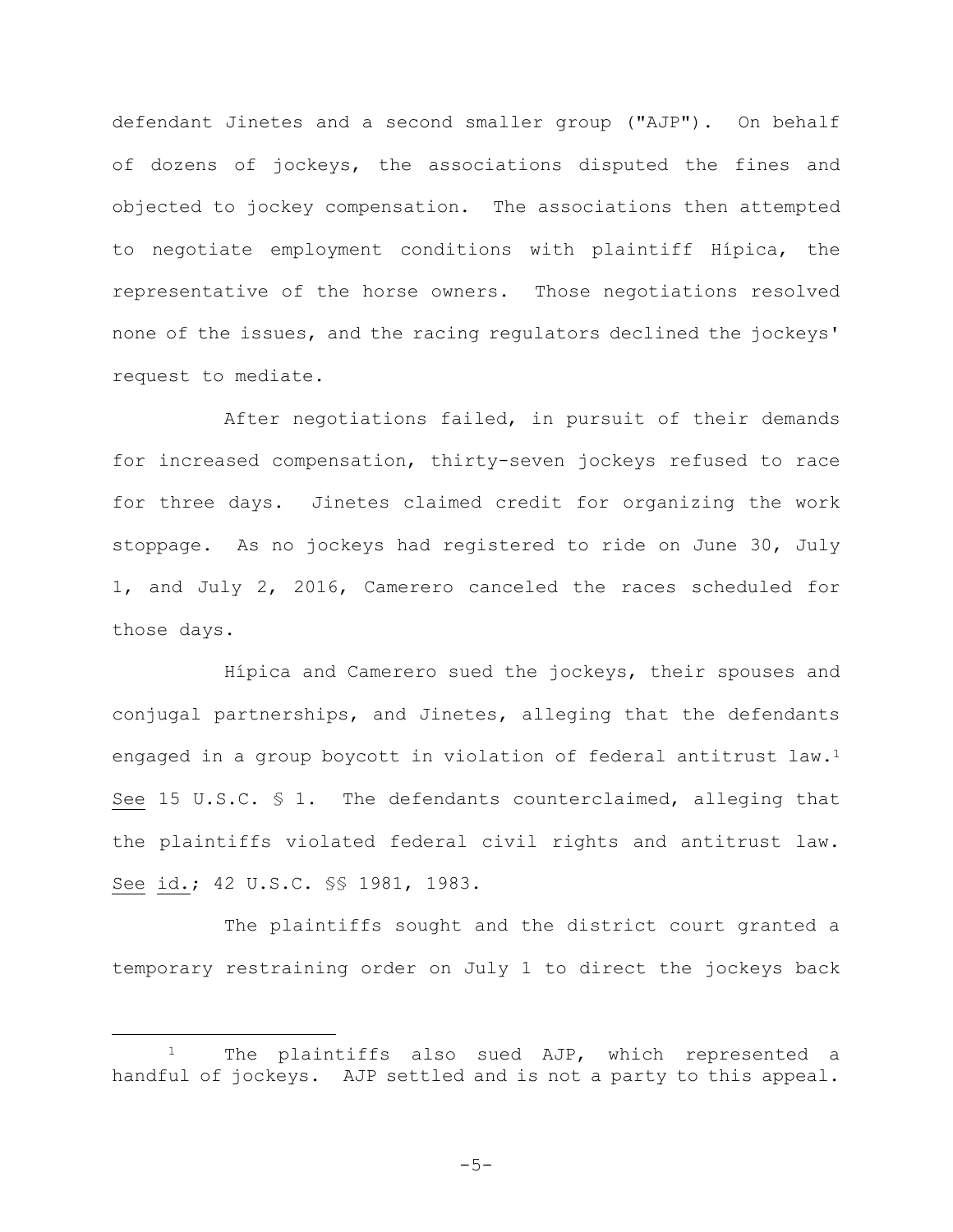defendant Jinetes and a second smaller group ("AJP"). On behalf of dozens of jockeys, the associations disputed the fines and objected to jockey compensation. The associations then attempted to negotiate employment conditions with plaintiff Hípica, the representative of the horse owners. Those negotiations resolved none of the issues, and the racing regulators declined the jockeys' request to mediate.

After negotiations failed, in pursuit of their demands for increased compensation, thirty-seven jockeys refused to race for three days. Jinetes claimed credit for organizing the work stoppage. As no jockeys had registered to ride on June 30, July 1, and July 2, 2016, Camerero canceled the races scheduled for those days.

Hípica and Camerero sued the jockeys, their spouses and conjugal partnerships, and Jinetes, alleging that the defendants engaged in a group boycott in violation of federal antitrust law.[1] See 15 U.S.C. § 1. The defendants counterclaimed, alleging that the plaintiffs violated federal civil rights and antitrust law. See id.; 42 U.S.C. §§ 1981, 1983.

The plaintiffs sought and the district court granted a temporary restraining order on July 1 to direct the jockeys back

[1] The plaintiffs also sued AJP, which represented a handful of jockeys. AJP settled and is not a party to this appeal.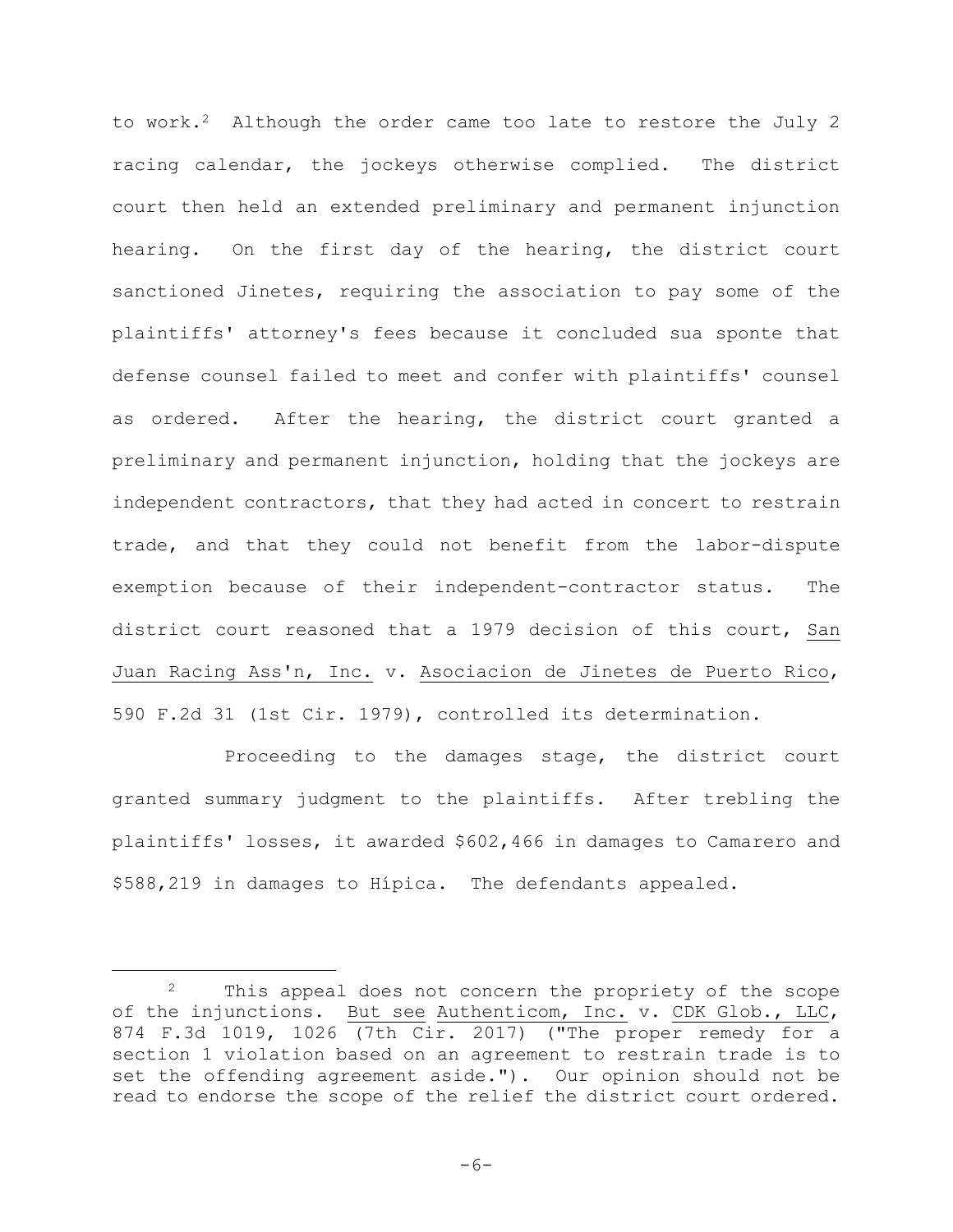to work.[2] Although the order came too late to restore the July 2 racing calendar, the jockeys otherwise complied. The district court then held an extended preliminary and permanent injunction hearing. On the first day of the hearing, the district court sanctioned Jinetes, requiring the association to pay some of the plaintiffs' attorney's fees because it concluded sua sponte that defense counsel failed to meet and confer with plaintiffs' counsel as ordered. After the hearing, the district court granted a preliminary and permanent injunction, holding that the jockeys are independent contractors, that they had acted in concert to restrain trade, and that they could not benefit from the labor-dispute exemption because of their independent-contractor status. The district court reasoned that a 1979 decision of this court, San Juan Racing Ass'n, Inc. v. Asociacion de Jinetes de Puerto Rico, 590 F.2d 31 (1st Cir. 1979), controlled its determination.

Proceeding to the damages stage, the district court granted summary judgment to the plaintiffs. After trebling the plaintiffs' losses, it awarded $602,466 in damages to Camarero and $588,219 in damages to Hípica. The defendants appealed.

---

[2] This appeal does not concern the propriety of the scope of the injunctions. But see Authenticom, Inc. v. CDK Glob., LLC, 874 F.3d 1019, 1026 (7th Cir. 2017) ("The proper remedy for a section 1 violation based on an agreement to restrain trade is to set the offending agreement aside."). Our opinion should not be read to endorse the scope of the relief the district court ordered.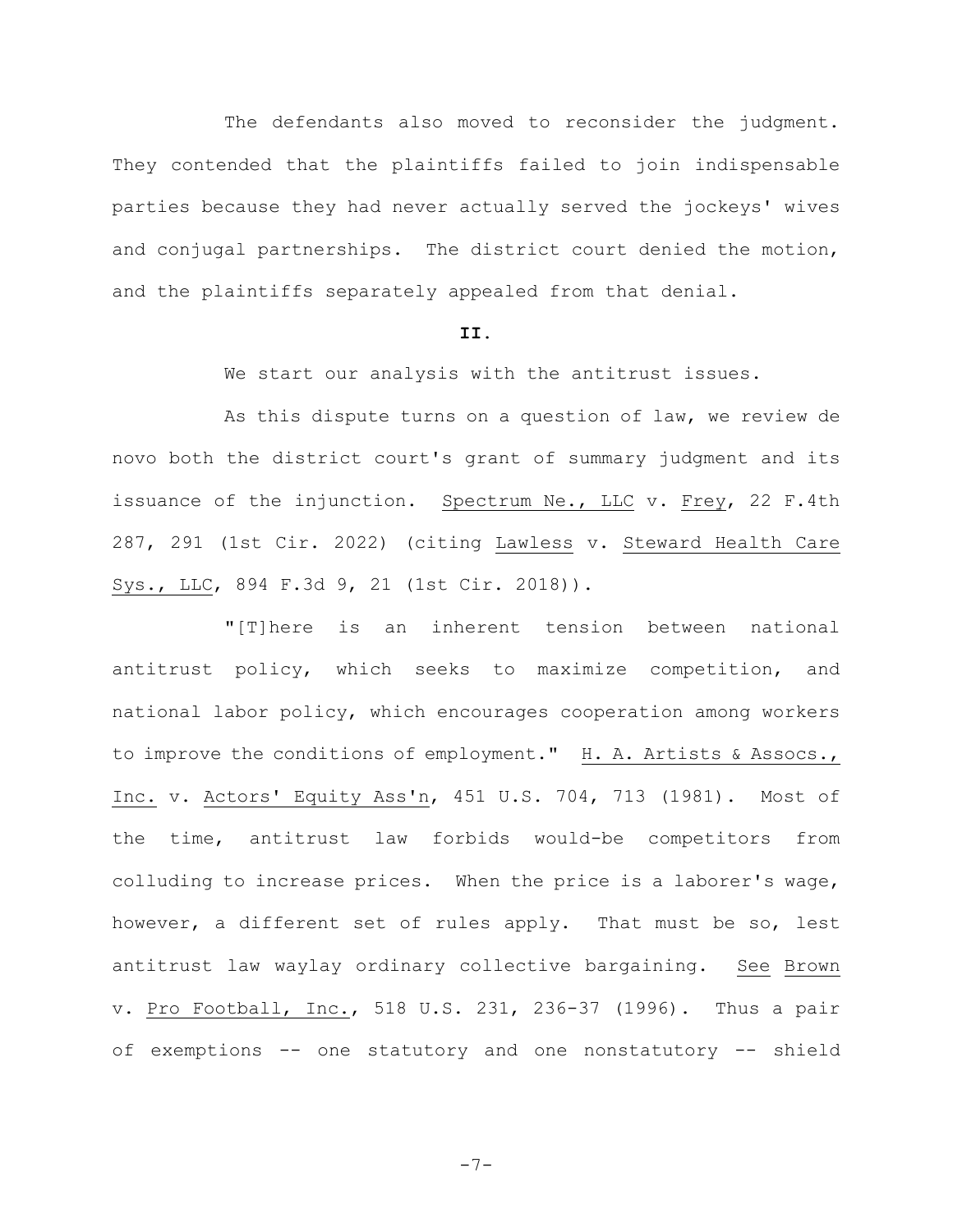The defendants also moved to reconsider the judgment. They contended that the plaintiffs failed to join indispensable parties because they had never actually served the jockeys' wives and conjugal partnerships. The district court denied the motion, and the plaintiffs separately appealed from that denial.

**II.**

We start our analysis with the antitrust issues.

As this dispute turns on a question of law, we review de novo both the district court's grant of summary judgment and its issuance of the injunction. Spectrum Ne., LLC v. Frey, 22 F.4th 287, 291 (1st Cir. 2022) (citing Lawless v. Steward Health Care Sys., LLC, 894 F.3d 9, 21 (1st Cir. 2018)).

"[T]here is an inherent tension between national antitrust policy, which seeks to maximize competition, and national labor policy, which encourages cooperation among workers to improve the conditions of employment." H. A. Artists & Assocs., Inc. v. Actors' Equity Ass'n, 451 U.S. 704, 713 (1981). Most of the time, antitrust law forbids would-be competitors from colluding to increase prices. When the price is a laborer's wage, however, a different set of rules apply. That must be so, lest antitrust law waylay ordinary collective bargaining. See Brown v. Pro Football, Inc., 518 U.S. 231, 236-37 (1996). Thus a pair of exemptions -- one statutory and one nonstatutory -- shield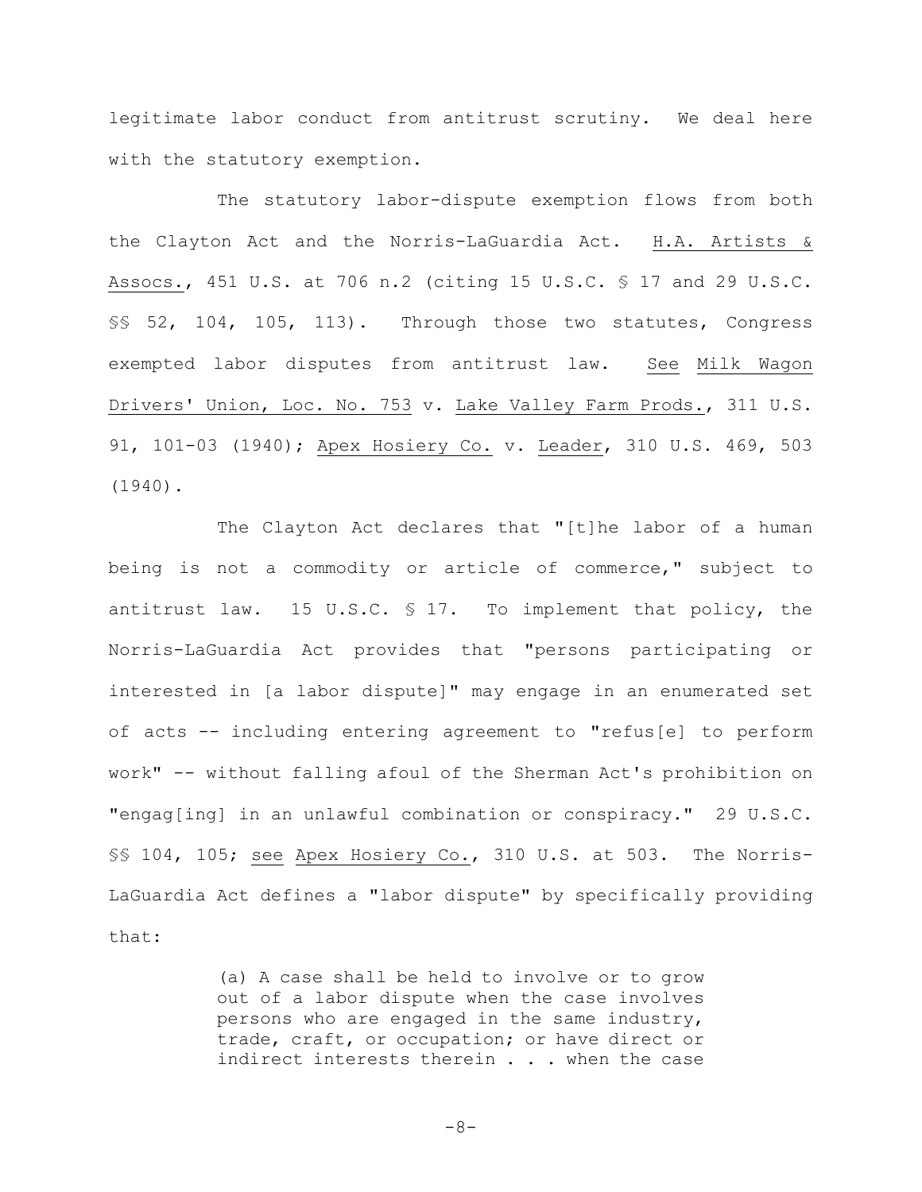legitimate labor conduct from antitrust scrutiny. We deal here with the statutory exemption.

The statutory labor-dispute exemption flows from both the Clayton Act and the Norris-LaGuardia Act. H.A. Artists & Assocs., 451 U.S. at 706 n.2 (citing 15 U.S.C. § 17 and 29 U.S.C. §§ 52, 104, 105, 113). Through those two statutes, Congress exempted labor disputes from antitrust law. See Milk Wagon Drivers' Union, Loc. No. 753 v. Lake Valley Farm Prods., 311 U.S. 91, 101-03 (1940); Apex Hosiery Co. v. Leader, 310 U.S. 469, 503 (1940).

The Clayton Act declares that "[t]he labor of a human being is not a commodity or article of commerce," subject to antitrust law. 15 U.S.C. § 17. To implement that policy, the Norris-LaGuardia Act provides that "persons participating or interested in [a labor dispute]" may engage in an enumerated set of acts -- including entering agreement to "refus[e] to perform work" -- without falling afoul of the Sherman Act's prohibition on "engag[ing] in an unlawful combination or conspiracy." 29 U.S.C. §§ 104, 105; see Apex Hosiery Co., 310 U.S. at 503. The Norris-LaGuardia Act defines a "labor dispute" by specifically providing that:

> (a) A case shall be held to involve or to grow out of a labor dispute when the case involves persons who are engaged in the same industry, trade, craft, or occupation; or have direct or indirect interests therein . . . when the case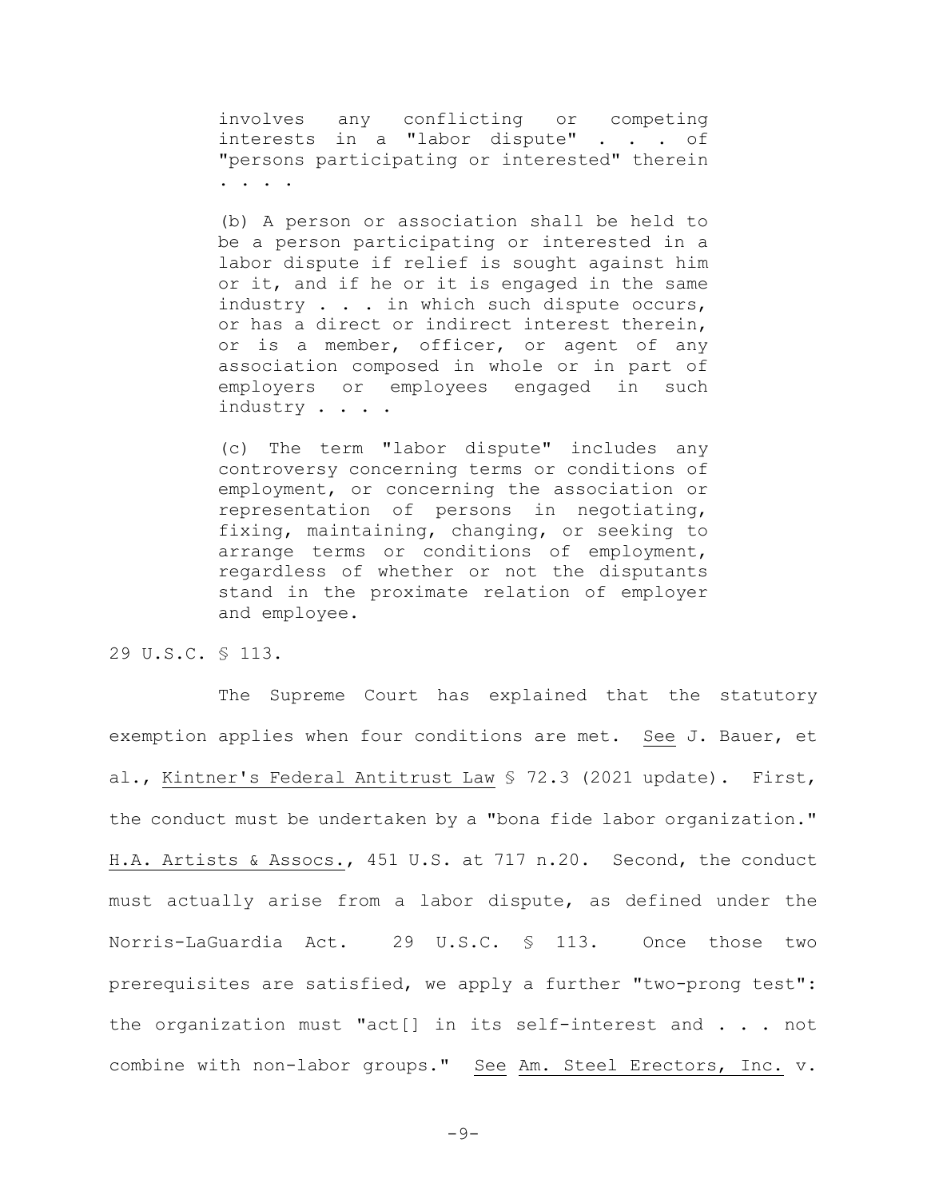> involves any conflicting or competing interests in a "labor dispute" . . . of "persons participating or interested" therein . . . .
>
> (b) A person or association shall be held to be a person participating or interested in a labor dispute if relief is sought against him or it, and if he or it is engaged in the same industry . . . in which such dispute occurs, or has a direct or indirect interest therein, or is a member, officer, or agent of any association composed in whole or in part of employers or employees engaged in such industry . . . .
>
> (c) The term "labor dispute" includes any controversy concerning terms or conditions of employment, or concerning the association or representation of persons in negotiating, fixing, maintaining, changing, or seeking to arrange terms or conditions of employment, regardless of whether or not the disputants stand in the proximate relation of employer and employee.

29 U.S.C. § 113.

The Supreme Court has explained that the statutory exemption applies when four conditions are met. See J. Bauer, et al., Kintner's Federal Antitrust Law § 72.3 (2021 update). First, the conduct must be undertaken by a "bona fide labor organization." H.A. Artists & Assocs., 451 U.S. at 717 n.20. Second, the conduct must actually arise from a labor dispute, as defined under the Norris-LaGuardia Act. 29 U.S.C. § 113. Once those two prerequisites are satisfied, we apply a further "two-prong test": the organization must "act[] in its self-interest and . . . not combine with non-labor groups." See Am. Steel Erectors, Inc. v.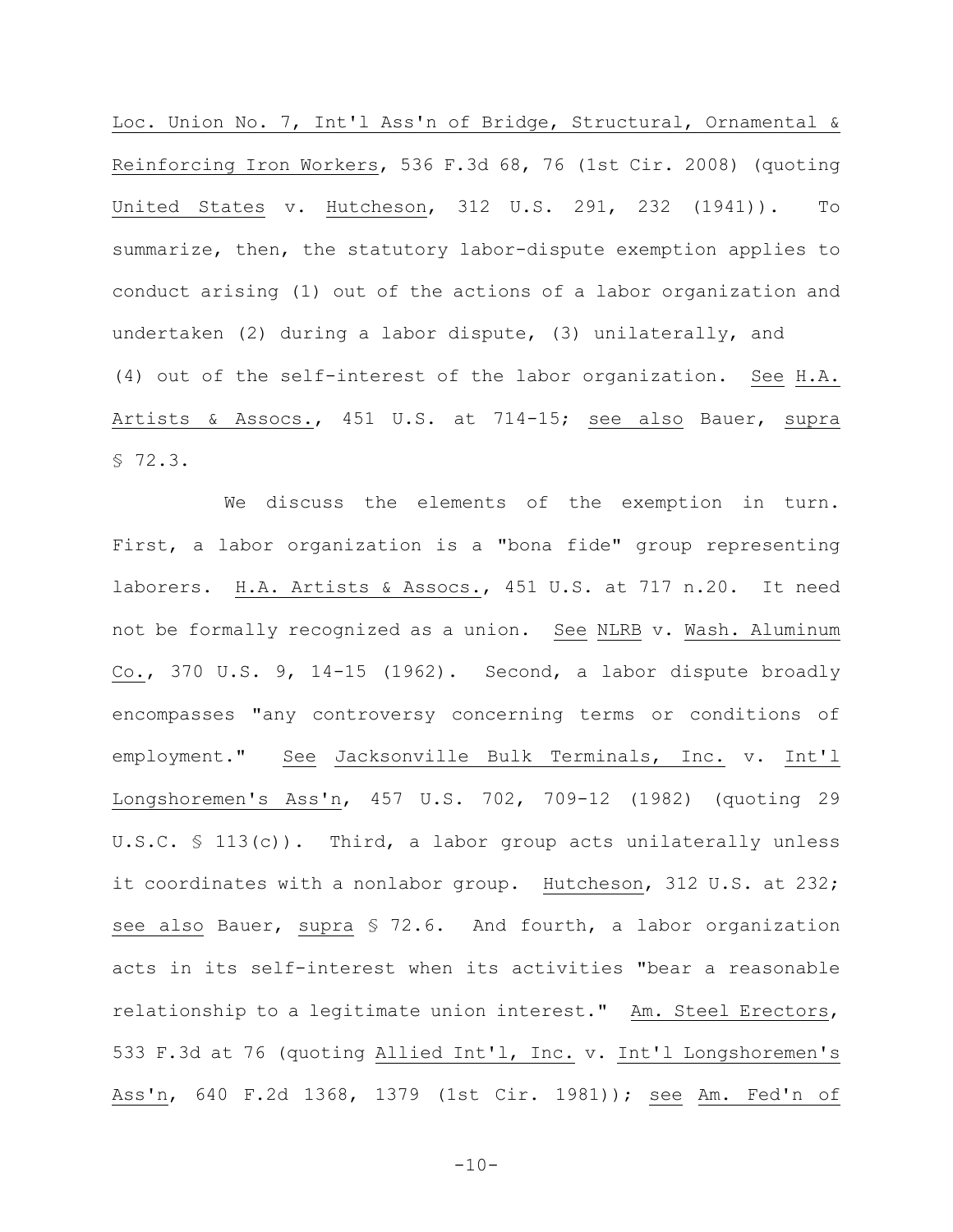Loc. Union No. 7, Int'l Ass'n of Bridge, Structural, Ornamental & Reinforcing Iron Workers, 536 F.3d 68, 76 (1st Cir. 2008) (quoting United States v. Hutcheson, 312 U.S. 291, 232 (1941)). To summarize, then, the statutory labor-dispute exemption applies to conduct arising (1) out of the actions of a labor organization and undertaken (2) during a labor dispute, (3) unilaterally, and (4) out of the self-interest of the labor organization. See H.A. Artists & Assocs., 451 U.S. at 714-15; see also Bauer, supra § 72.3.

We discuss the elements of the exemption in turn. First, a labor organization is a "bona fide" group representing laborers. H.A. Artists & Assocs., 451 U.S. at 717 n.20. It need not be formally recognized as a union. See NLRB v. Wash. Aluminum Co., 370 U.S. 9, 14-15 (1962). Second, a labor dispute broadly encompasses "any controversy concerning terms or conditions of employment." See Jacksonville Bulk Terminals, Inc. v. Int'l Longshoremen's Ass'n, 457 U.S. 702, 709-12 (1982) (quoting 29 U.S.C. § 113(c)). Third, a labor group acts unilaterally unless it coordinates with a nonlabor group. Hutcheson, 312 U.S. at 232; see also Bauer, supra § 72.6. And fourth, a labor organization acts in its self-interest when its activities "bear a reasonable relationship to a legitimate union interest." Am. Steel Erectors, 533 F.3d at 76 (quoting Allied Int'l, Inc. v. Int'l Longshoremen's Ass'n, 640 F.2d 1368, 1379 (1st Cir. 1981)); see Am. Fed'n of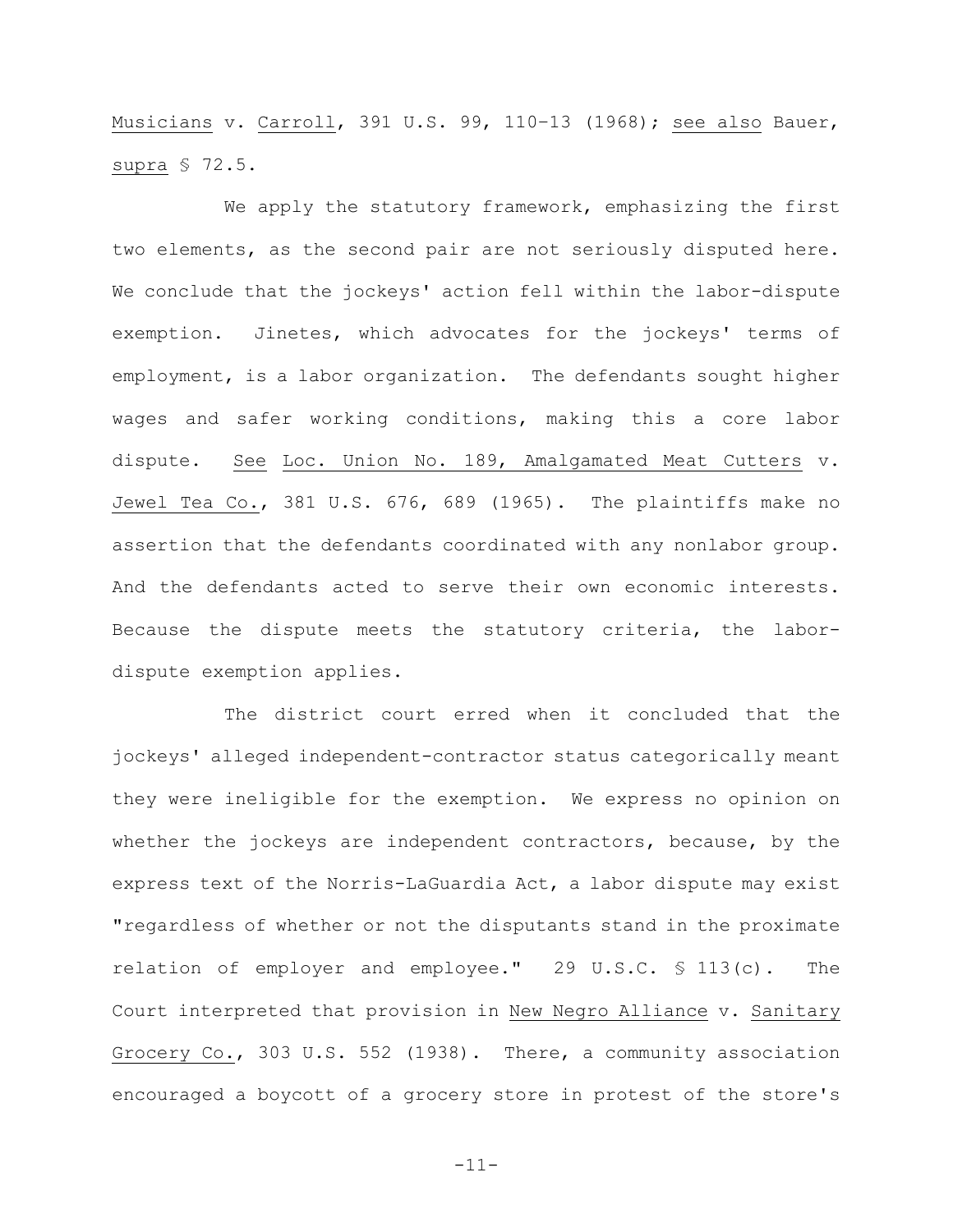Musicians v. Carroll, 391 U.S. 99, 110–13 (1968); see also Bauer, supra § 72.5.

We apply the statutory framework, emphasizing the first two elements, as the second pair are not seriously disputed here. We conclude that the jockeys' action fell within the labor-dispute exemption. Jinetes, which advocates for the jockeys' terms of employment, is a labor organization. The defendants sought higher wages and safer working conditions, making this a core labor dispute. See Loc. Union No. 189, Amalgamated Meat Cutters v. Jewel Tea Co., 381 U.S. 676, 689 (1965). The plaintiffs make no assertion that the defendants coordinated with any nonlabor group. And the defendants acted to serve their own economic interests. Because the dispute meets the statutory criteria, the labor-dispute exemption applies.

The district court erred when it concluded that the jockeys' alleged independent-contractor status categorically meant they were ineligible for the exemption. We express no opinion on whether the jockeys are independent contractors, because, by the express text of the Norris-LaGuardia Act, a labor dispute may exist "regardless of whether or not the disputants stand in the proximate relation of employer and employee." 29 U.S.C. § 113(c). The Court interpreted that provision in New Negro Alliance v. Sanitary Grocery Co., 303 U.S. 552 (1938). There, a community association encouraged a boycott of a grocery store in protest of the store's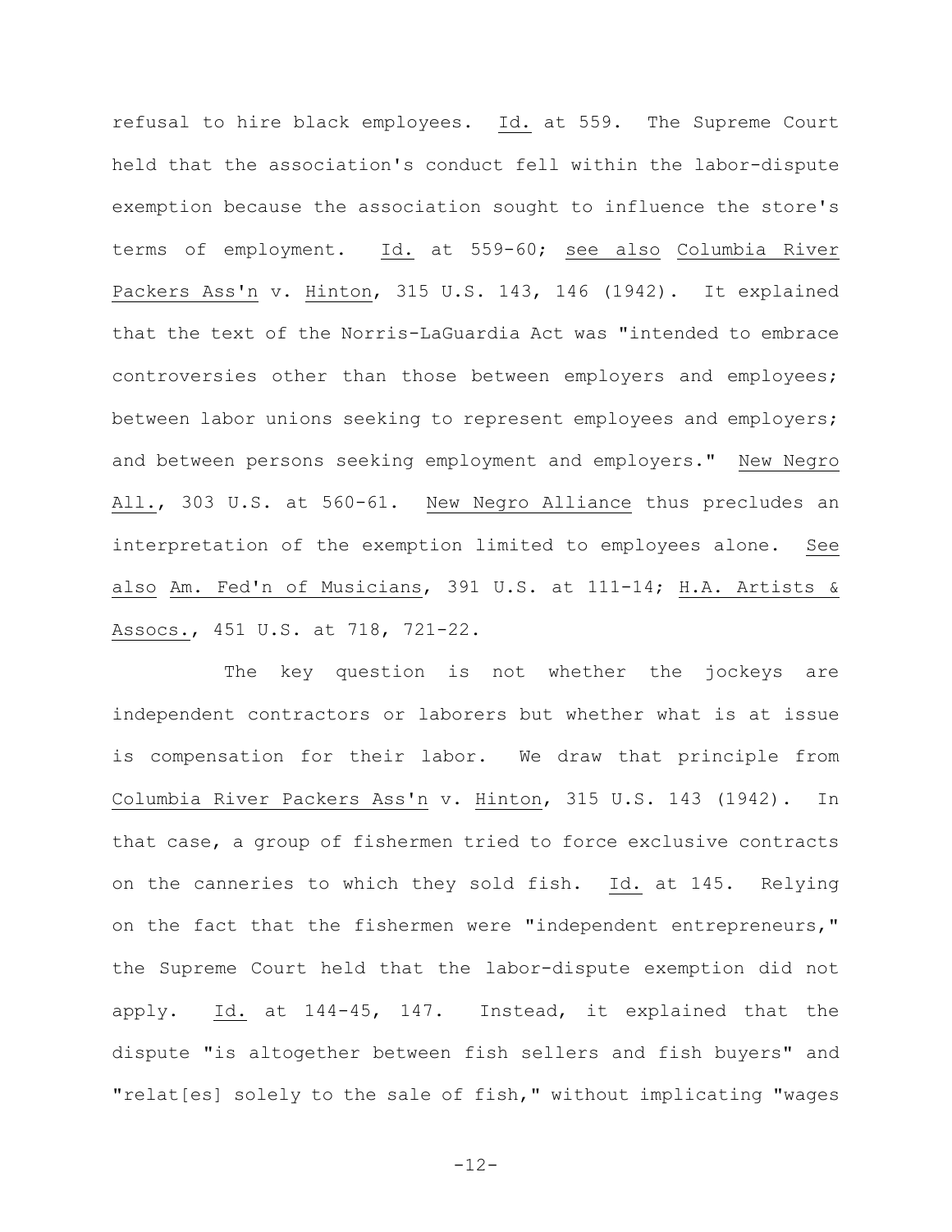refusal to hire black employees. Id. at 559. The Supreme Court held that the association's conduct fell within the labor-dispute exemption because the association sought to influence the store's terms of employment. Id. at 559-60; see also Columbia River Packers Ass'n v. Hinton, 315 U.S. 143, 146 (1942). It explained that the text of the Norris-LaGuardia Act was "intended to embrace controversies other than those between employers and employees; between labor unions seeking to represent employees and employers; and between persons seeking employment and employers." New Negro All., 303 U.S. at 560-61. New Negro Alliance thus precludes an interpretation of the exemption limited to employees alone. See also Am. Fed'n of Musicians, 391 U.S. at 111-14; H.A. Artists & Assocs., 451 U.S. at 718, 721-22.

The key question is not whether the jockeys are independent contractors or laborers but whether what is at issue is compensation for their labor. We draw that principle from Columbia River Packers Ass'n v. Hinton, 315 U.S. 143 (1942). In that case, a group of fishermen tried to force exclusive contracts on the canneries to which they sold fish. Id. at 145. Relying on the fact that the fishermen were "independent entrepreneurs," the Supreme Court held that the labor-dispute exemption did not apply. Id. at 144-45, 147. Instead, it explained that the dispute "is altogether between fish sellers and fish buyers" and "relat[es] solely to the sale of fish," without implicating "wages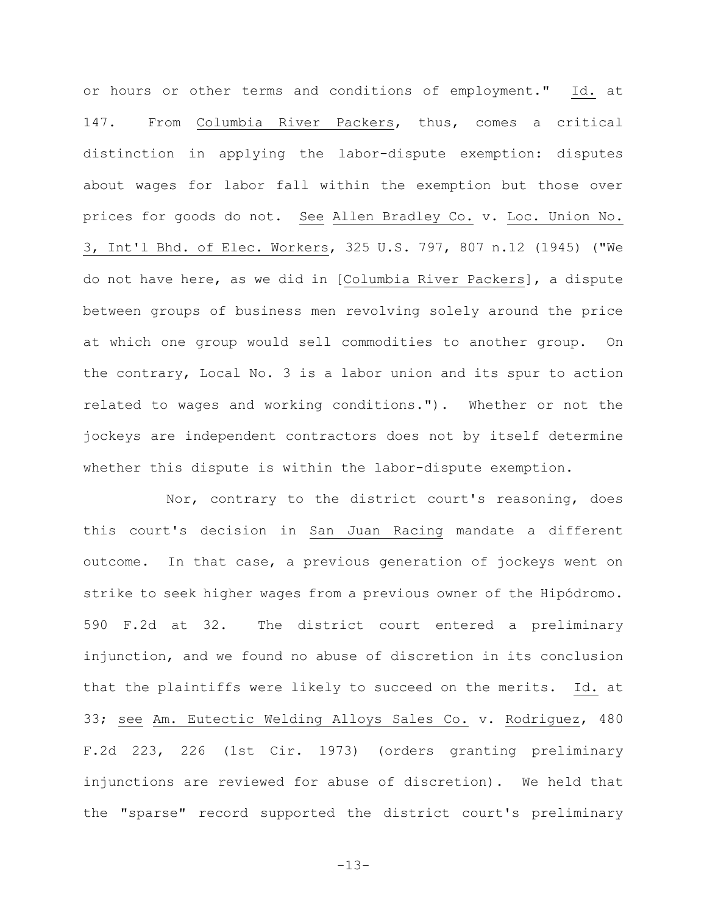or hours or other terms and conditions of employment." Id. at 147. From Columbia River Packers, thus, comes a critical distinction in applying the labor-dispute exemption: disputes about wages for labor fall within the exemption but those over prices for goods do not. See Allen Bradley Co. v. Loc. Union No. 3, Int'l Bhd. of Elec. Workers, 325 U.S. 797, 807 n.12 (1945) ("We do not have here, as we did in [Columbia River Packers], a dispute between groups of business men revolving solely around the price at which one group would sell commodities to another group. On the contrary, Local No. 3 is a labor union and its spur to action related to wages and working conditions."). Whether or not the jockeys are independent contractors does not by itself determine whether this dispute is within the labor-dispute exemption.

Nor, contrary to the district court's reasoning, does this court's decision in San Juan Racing mandate a different outcome. In that case, a previous generation of jockeys went on strike to seek higher wages from a previous owner of the Hipódromo. 590 F.2d at 32. The district court entered a preliminary injunction, and we found no abuse of discretion in its conclusion that the plaintiffs were likely to succeed on the merits. Id. at 33; see Am. Eutectic Welding Alloys Sales Co. v. Rodriguez, 480 F.2d 223, 226 (1st Cir. 1973) (orders granting preliminary injunctions are reviewed for abuse of discretion). We held that the "sparse" record supported the district court's preliminary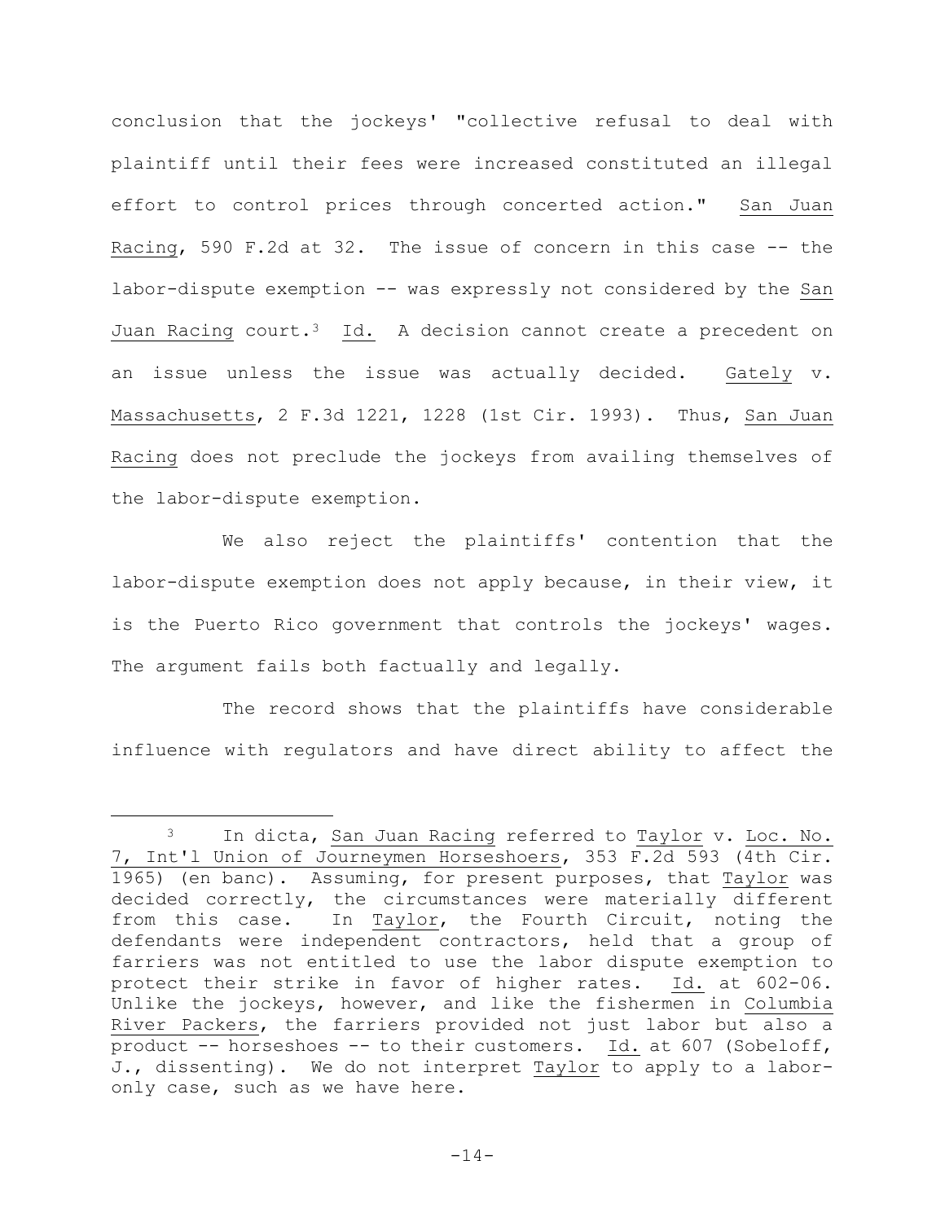conclusion that the jockeys' "collective refusal to deal with plaintiff until their fees were increased constituted an illegal effort to control prices through concerted action." San Juan Racing, 590 F.2d at 32. The issue of concern in this case -- the labor-dispute exemption -- was expressly not considered by the San Juan Racing court.[3] Id. A decision cannot create a precedent on an issue unless the issue was actually decided. Gately v. Massachusetts, 2 F.3d 1221, 1228 (1st Cir. 1993). Thus, San Juan Racing does not preclude the jockeys from availing themselves of the labor-dispute exemption.

We also reject the plaintiffs' contention that the labor-dispute exemption does not apply because, in their view, it is the Puerto Rico government that controls the jockeys' wages. The argument fails both factually and legally.

The record shows that the plaintiffs have considerable influence with regulators and have direct ability to affect the

---

[3] In dicta, San Juan Racing referred to Taylor v. Loc. No. 7, Int'l Union of Journeymen Horseshoers, 353 F.2d 593 (4th Cir. 1965) (en banc). Assuming, for present purposes, that Taylor was decided correctly, the circumstances were materially different from this case. In Taylor, the Fourth Circuit, noting the defendants were independent contractors, held that a group of farriers was not entitled to use the labor dispute exemption to protect their strike in favor of higher rates. Id. at 602-06. Unlike the jockeys, however, and like the fishermen in Columbia River Packers, the farriers provided not just labor but also a product -- horseshoes -- to their customers. Id. at 607 (Sobeloff, J., dissenting). We do not interpret Taylor to apply to a labor-only case, such as we have here.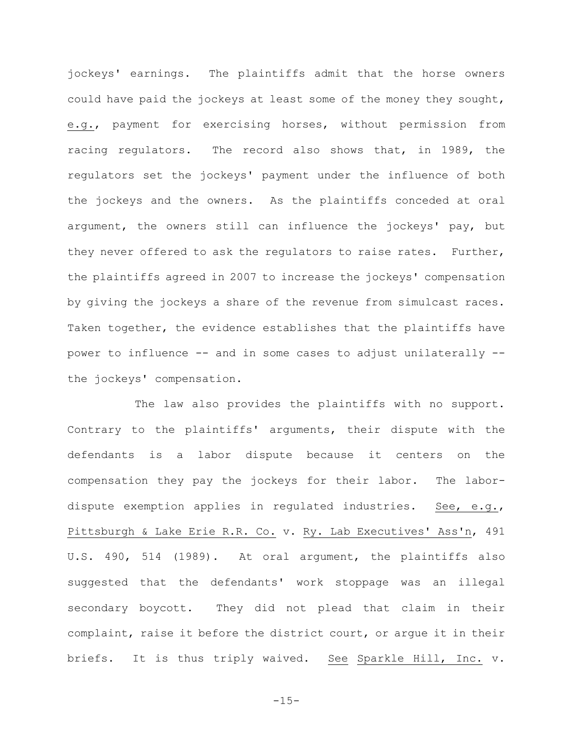jockeys' earnings. The plaintiffs admit that the horse owners could have paid the jockeys at least some of the money they sought, e.g., payment for exercising horses, without permission from racing regulators. The record also shows that, in 1989, the regulators set the jockeys' payment under the influence of both the jockeys and the owners. As the plaintiffs conceded at oral argument, the owners still can influence the jockeys' pay, but they never offered to ask the regulators to raise rates. Further, the plaintiffs agreed in 2007 to increase the jockeys' compensation by giving the jockeys a share of the revenue from simulcast races. Taken together, the evidence establishes that the plaintiffs have power to influence -- and in some cases to adjust unilaterally -- the jockeys' compensation.

The law also provides the plaintiffs with no support. Contrary to the plaintiffs' arguments, their dispute with the defendants is a labor dispute because it centers on the compensation they pay the jockeys for their labor. The labor-dispute exemption applies in regulated industries. See, e.g., Pittsburgh & Lake Erie R.R. Co. v. Ry. Lab Executives' Ass'n, 491 U.S. 490, 514 (1989). At oral argument, the plaintiffs also suggested that the defendants' work stoppage was an illegal secondary boycott. They did not plead that claim in their complaint, raise it before the district court, or argue it in their briefs. It is thus triply waived. See Sparkle Hill, Inc. v.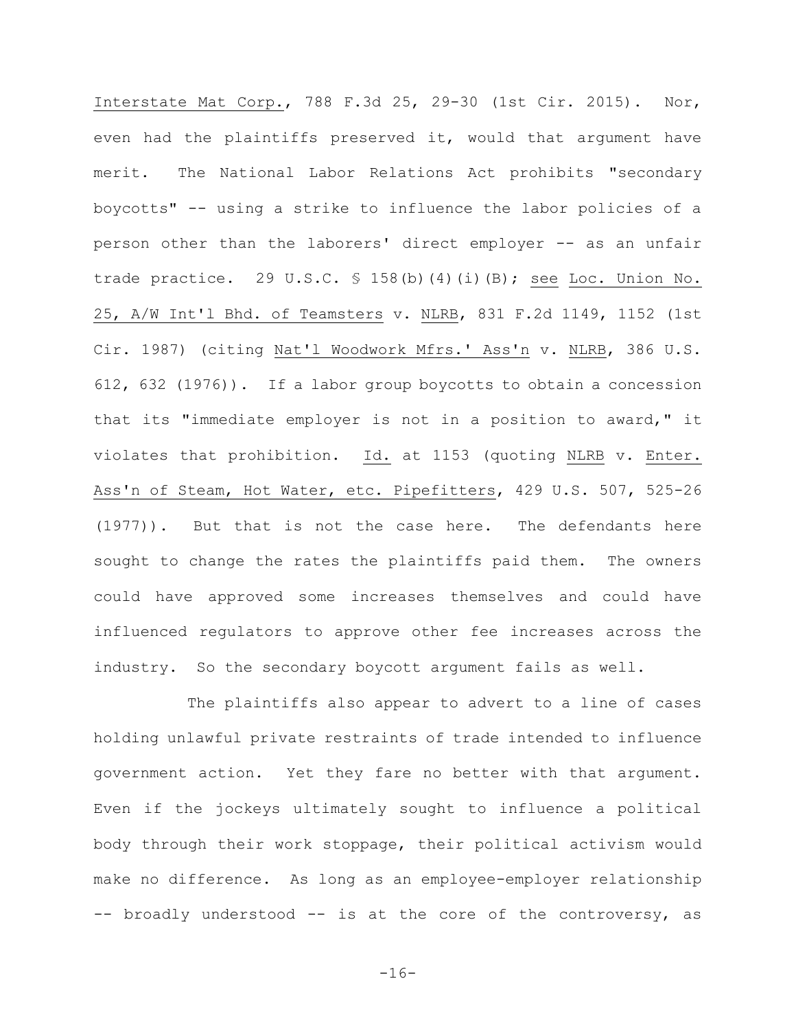Interstate Mat Corp., 788 F.3d 25, 29-30 (1st Cir. 2015). Nor, even had the plaintiffs preserved it, would that argument have merit. The National Labor Relations Act prohibits "secondary boycotts" -- using a strike to influence the labor policies of a person other than the laborers' direct employer -- as an unfair trade practice. 29 U.S.C. § 158(b)(4)(i)(B); see Loc. Union No. 25, A/W Int'l Bhd. of Teamsters v. NLRB, 831 F.2d 1149, 1152 (1st Cir. 1987) (citing Nat'l Woodwork Mfrs.' Ass'n v. NLRB, 386 U.S. 612, 632 (1976)). If a labor group boycotts to obtain a concession that its "immediate employer is not in a position to award," it violates that prohibition. Id. at 1153 (quoting NLRB v. Enter. Ass'n of Steam, Hot Water, etc. Pipefitters, 429 U.S. 507, 525-26 (1977)). But that is not the case here. The defendants here sought to change the rates the plaintiffs paid them. The owners could have approved some increases themselves and could have influenced regulators to approve other fee increases across the industry. So the secondary boycott argument fails as well.

The plaintiffs also appear to advert to a line of cases holding unlawful private restraints of trade intended to influence government action. Yet they fare no better with that argument. Even if the jockeys ultimately sought to influence a political body through their work stoppage, their political activism would make no difference. As long as an employee-employer relationship -- broadly understood -- is at the core of the controversy, as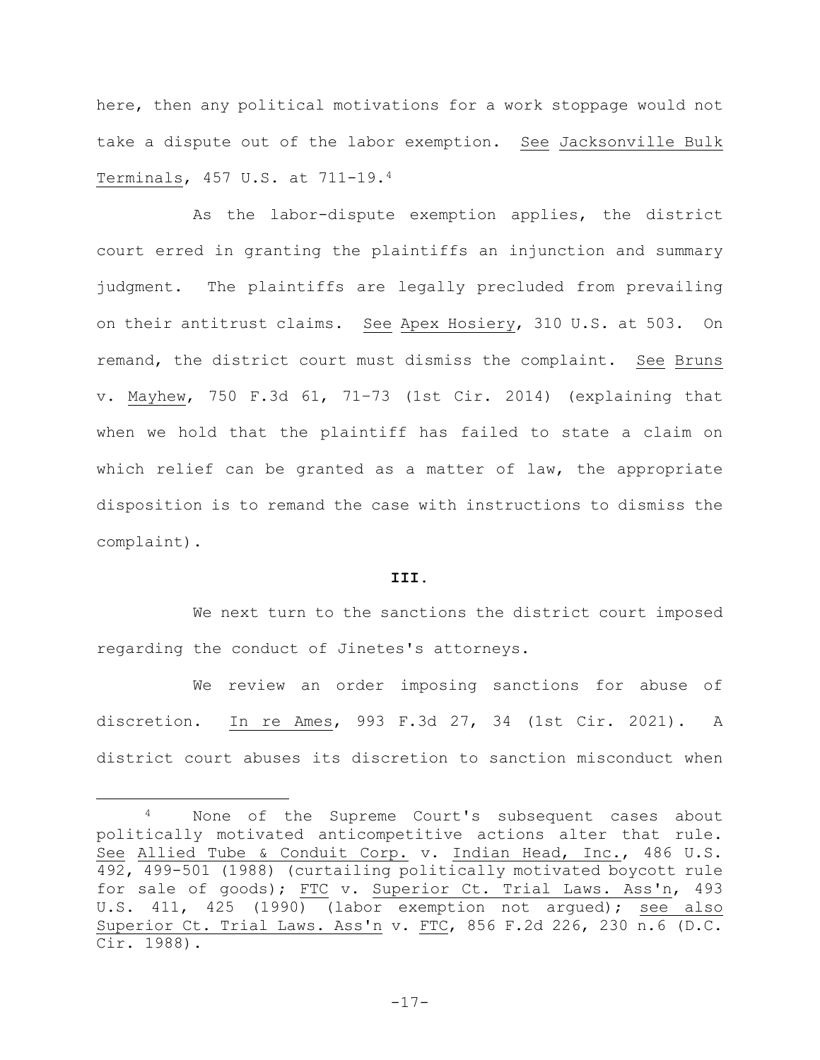here, then any political motivations for a work stoppage would not take a dispute out of the labor exemption. See Jacksonville Bulk Terminals, 457 U.S. at 711-19.[4]

As the labor-dispute exemption applies, the district court erred in granting the plaintiffs an injunction and summary judgment. The plaintiffs are legally precluded from prevailing on their antitrust claims. See Apex Hosiery, 310 U.S. at 503. On remand, the district court must dismiss the complaint. See Bruns v. Mayhew, 750 F.3d 61, 71–73 (1st Cir. 2014) (explaining that when we hold that the plaintiff has failed to state a claim on which relief can be granted as a matter of law, the appropriate disposition is to remand the case with instructions to dismiss the complaint).

**III.**

We next turn to the sanctions the district court imposed regarding the conduct of Jinetes's attorneys.

We review an order imposing sanctions for abuse of discretion. In re Ames, 993 F.3d 27, 34 (1st Cir. 2021). A district court abuses its discretion to sanction misconduct when

---

[4] None of the Supreme Court's subsequent cases about politically motivated anticompetitive actions alter that rule. See Allied Tube & Conduit Corp. v. Indian Head, Inc., 486 U.S. 492, 499-501 (1988) (curtailing politically motivated boycott rule for sale of goods); FTC v. Superior Ct. Trial Laws. Ass'n, 493 U.S. 411, 425 (1990) (labor exemption not argued); see also Superior Ct. Trial Laws. Ass'n v. FTC, 856 F.2d 226, 230 n.6 (D.C. Cir. 1988).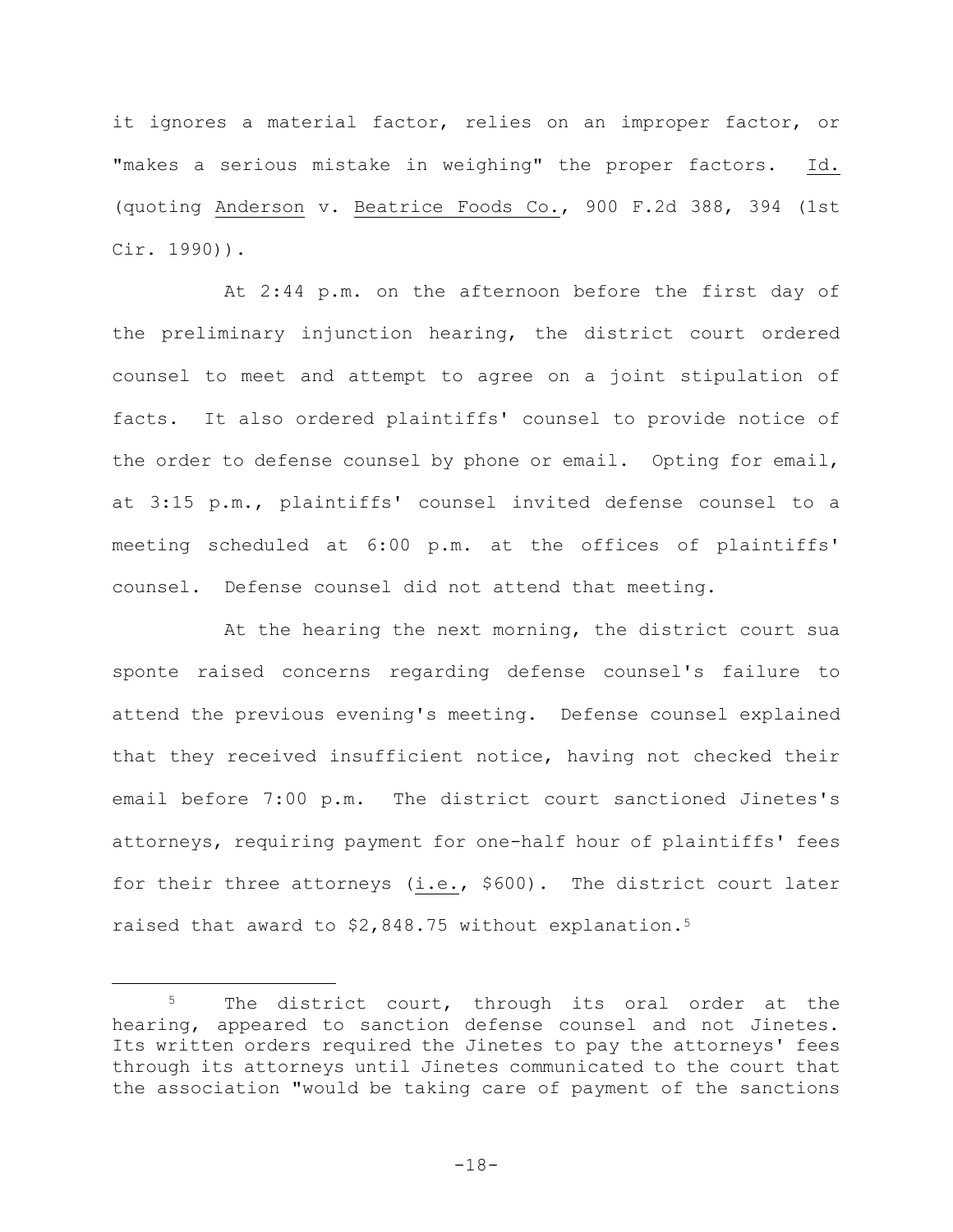it ignores a material factor, relies on an improper factor, or "makes a serious mistake in weighing" the proper factors. Id. (quoting Anderson v. Beatrice Foods Co., 900 F.2d 388, 394 (1st Cir. 1990)).

At 2:44 p.m. on the afternoon before the first day of the preliminary injunction hearing, the district court ordered counsel to meet and attempt to agree on a joint stipulation of facts. It also ordered plaintiffs' counsel to provide notice of the order to defense counsel by phone or email. Opting for email, at 3:15 p.m., plaintiffs' counsel invited defense counsel to a meeting scheduled at 6:00 p.m. at the offices of plaintiffs' counsel. Defense counsel did not attend that meeting.

At the hearing the next morning, the district court sua sponte raised concerns regarding defense counsel's failure to attend the previous evening's meeting. Defense counsel explained that they received insufficient notice, having not checked their email before 7:00 p.m. The district court sanctioned Jinetes's attorneys, requiring payment for one-half hour of plaintiffs' fees for their three attorneys (i.e., \$600). The district court later raised that award to \$2,848.75 without explanation.[5]

---

[5] The district court, through its oral order at the hearing, appeared to sanction defense counsel and not Jinetes. Its written orders required the Jinetes to pay the attorneys' fees through its attorneys until Jinetes communicated to the court that the association "would be taking care of payment of the sanctions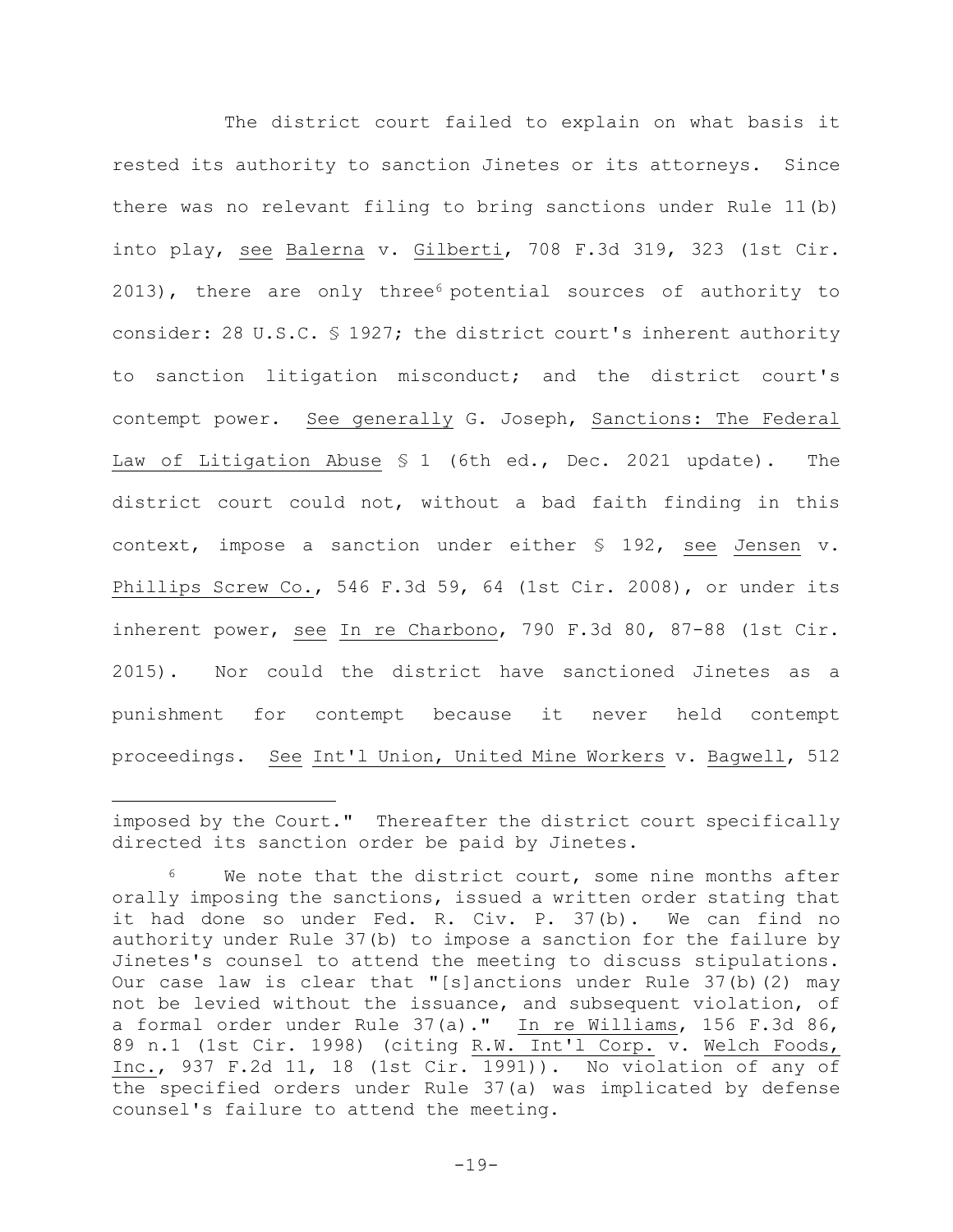The district court failed to explain on what basis it rested its authority to sanction Jinetes or its attorneys. Since there was no relevant filing to bring sanctions under Rule 11(b) into play, see Balerna v. Gilberti, 708 F.3d 319, 323 (1st Cir. 2013), there are only three[6] potential sources of authority to consider: 28 U.S.C. § 1927; the district court's inherent authority to sanction litigation misconduct; and the district court's contempt power. See generally G. Joseph, Sanctions: The Federal Law of Litigation Abuse § 1 (6th ed., Dec. 2021 update). The district court could not, without a bad faith finding in this context, impose a sanction under either § 192, see Jensen v. Phillips Screw Co., 546 F.3d 59, 64 (1st Cir. 2008), or under its inherent power, see In re Charbono, 790 F.3d 80, 87-88 (1st Cir. 2015). Nor could the district have sanctioned Jinetes as a punishment for contempt because it never held contempt proceedings. See Int'l Union, United Mine Workers v. Bagwell, 512

---

imposed by the Court." Thereafter the district court specifically directed its sanction order be paid by Jinetes.

[6] We note that the district court, some nine months after orally imposing the sanctions, issued a written order stating that it had done so under Fed. R. Civ. P. 37(b). We can find no authority under Rule 37(b) to impose a sanction for the failure by Jinetes's counsel to attend the meeting to discuss stipulations. Our case law is clear that "[s]anctions under Rule 37(b)(2) may not be levied without the issuance, and subsequent violation, of a formal order under Rule 37(a)." In re Williams, 156 F.3d 86, 89 n.1 (1st Cir. 1998) (citing R.W. Int'l Corp. v. Welch Foods, Inc., 937 F.2d 11, 18 (1st Cir. 1991)). No violation of any of the specified orders under Rule 37(a) was implicated by defense counsel's failure to attend the meeting.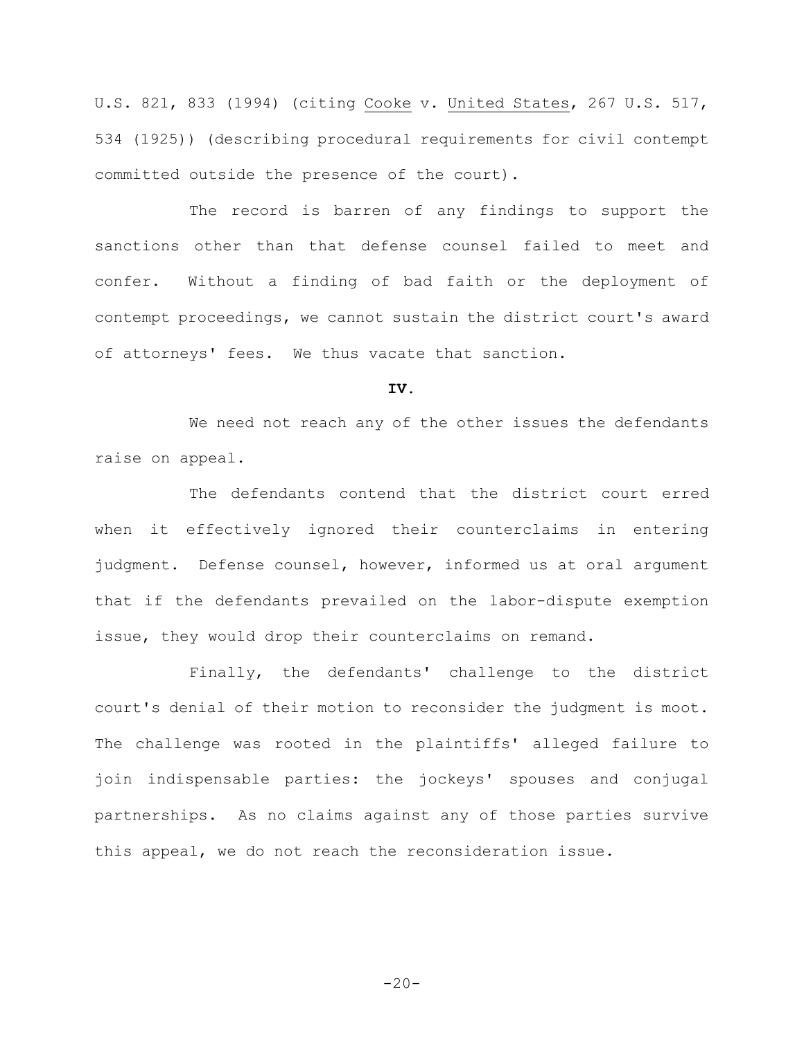U.S. 821, 833 (1994) (citing Cooke v. United States, 267 U.S. 517, 534 (1925)) (describing procedural requirements for civil contempt committed outside the presence of the court).

The record is barren of any findings to support the sanctions other than that defense counsel failed to meet and confer. Without a finding of bad faith or the deployment of contempt proceedings, we cannot sustain the district court's award of attorneys' fees. We thus vacate that sanction.

## IV.

We need not reach any of the other issues the defendants raise on appeal.

The defendants contend that the district court erred when it effectively ignored their counterclaims in entering judgment. Defense counsel, however, informed us at oral argument that if the defendants prevailed on the labor-dispute exemption issue, they would drop their counterclaims on remand.

Finally, the defendants' challenge to the district court's denial of their motion to reconsider the judgment is moot. The challenge was rooted in the plaintiffs' alleged failure to join indispensable parties: the jockeys' spouses and conjugal partnerships. As no claims against any of those parties survive this appeal, we do not reach the reconsideration issue.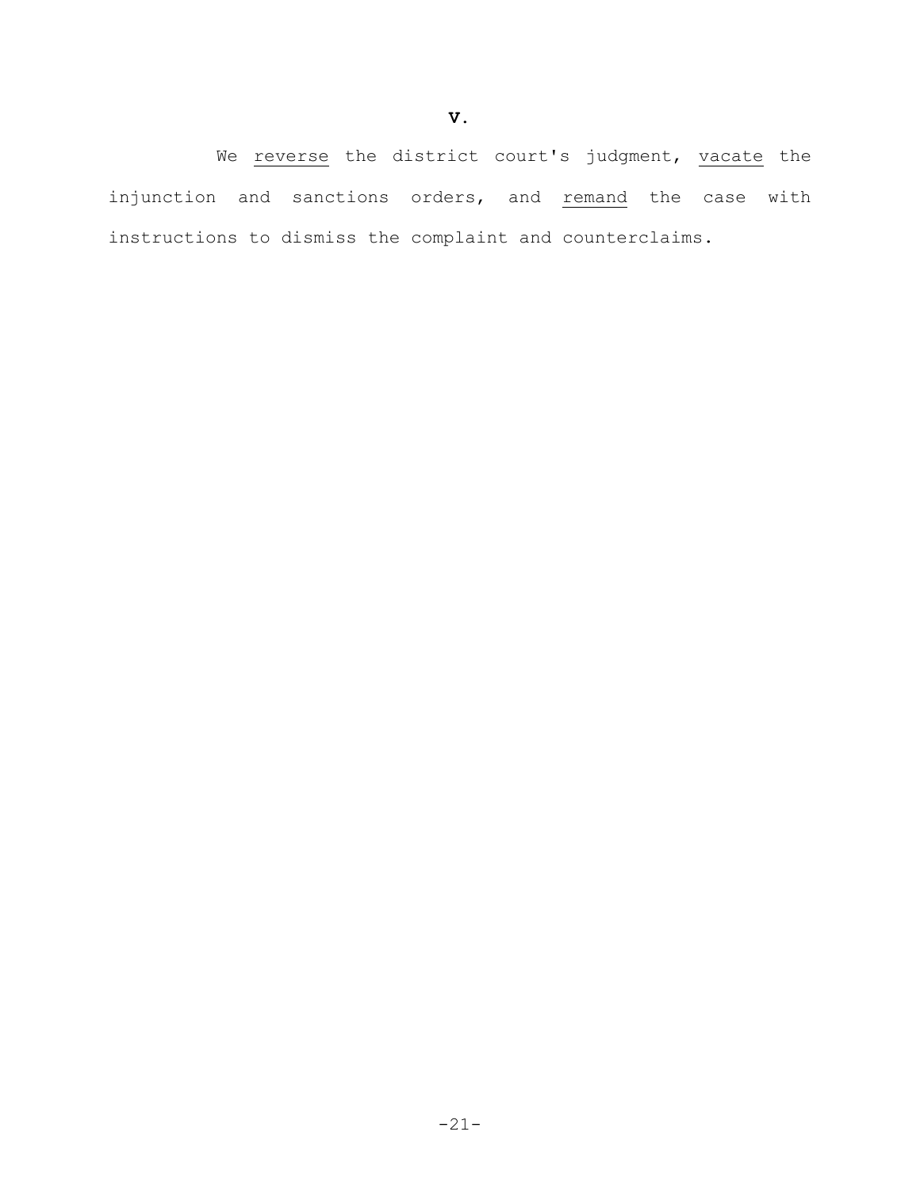## V.

We _reverse_ the district court's judgment, _vacate_ the injunction and sanctions orders, and _remand_ the case with instructions to dismiss the complaint and counterclaims.